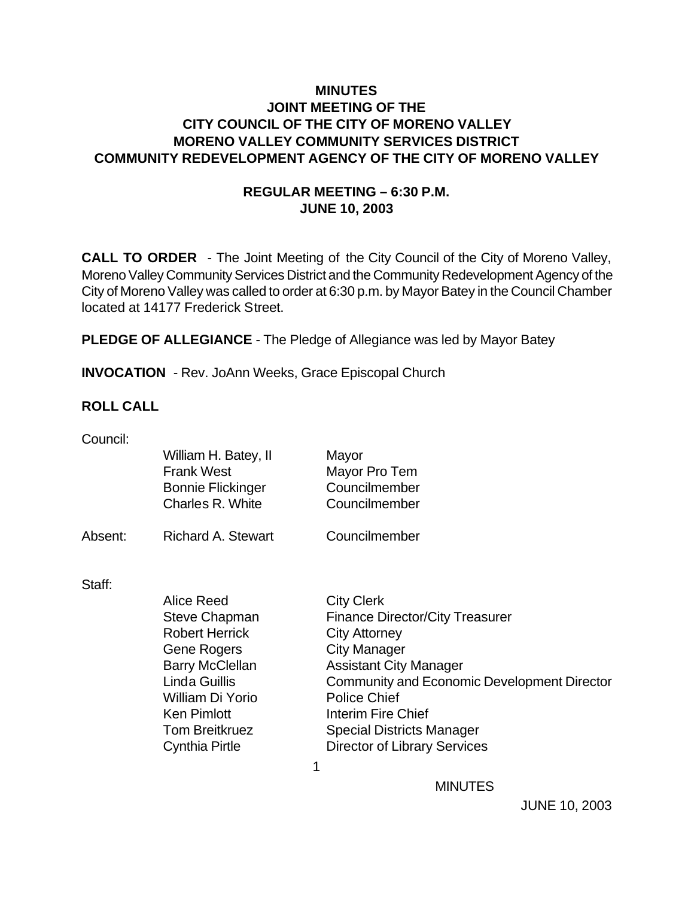**MINUTES**
**JOINT MEETING OF THE**
**CITY COUNCIL OF THE CITY OF MORENO VALLEY**
**MORENO VALLEY COMMUNITY SERVICES DISTRICT**
**COMMUNITY REDEVELOPMENT AGENCY OF THE CITY OF MORENO VALLEY**

**REGULAR MEETING – 6:30 P.M.**
**JUNE 10, 2003**

**CALL TO ORDER** - The Joint Meeting of the City Council of the City of Moreno Valley, Moreno Valley Community Services District and the Community Redevelopment Agency of the City of Moreno Valley was called to order at 6:30 p.m. by Mayor Batey in the Council Chamber located at 14177 Frederick Street.

**PLEDGE OF ALLEGIANCE** - The Pledge of Allegiance was led by Mayor Batey

**INVOCATION** - Rev. JoAnn Weeks, Grace Episcopal Church

**ROLL CALL**

Council:

| | | |
|---|---|---|
| | William H. Batey, II | Mayor |
| | Frank West | Mayor Pro Tem |
| | Bonnie Flickinger | Councilmember |
| | Charles R. White | Councilmember |
| Absent: | Richard A. Stewart | Councilmember |

Staff:

| | |
|---|---|
| Alice Reed | City Clerk |
| Steve Chapman | Finance Director/City Treasurer |
| Robert Herrick | City Attorney |
| Gene Rogers | City Manager |
| Barry McClellan | Assistant City Manager |
| Linda Guillis | Community and Economic Development Director |
| William Di Yorio | Police Chief |
| Ken Pimlott | Interim Fire Chief |
| Tom Breitkruez | Special Districts Manager |
| Cynthia Pirtle | Director of Library Services |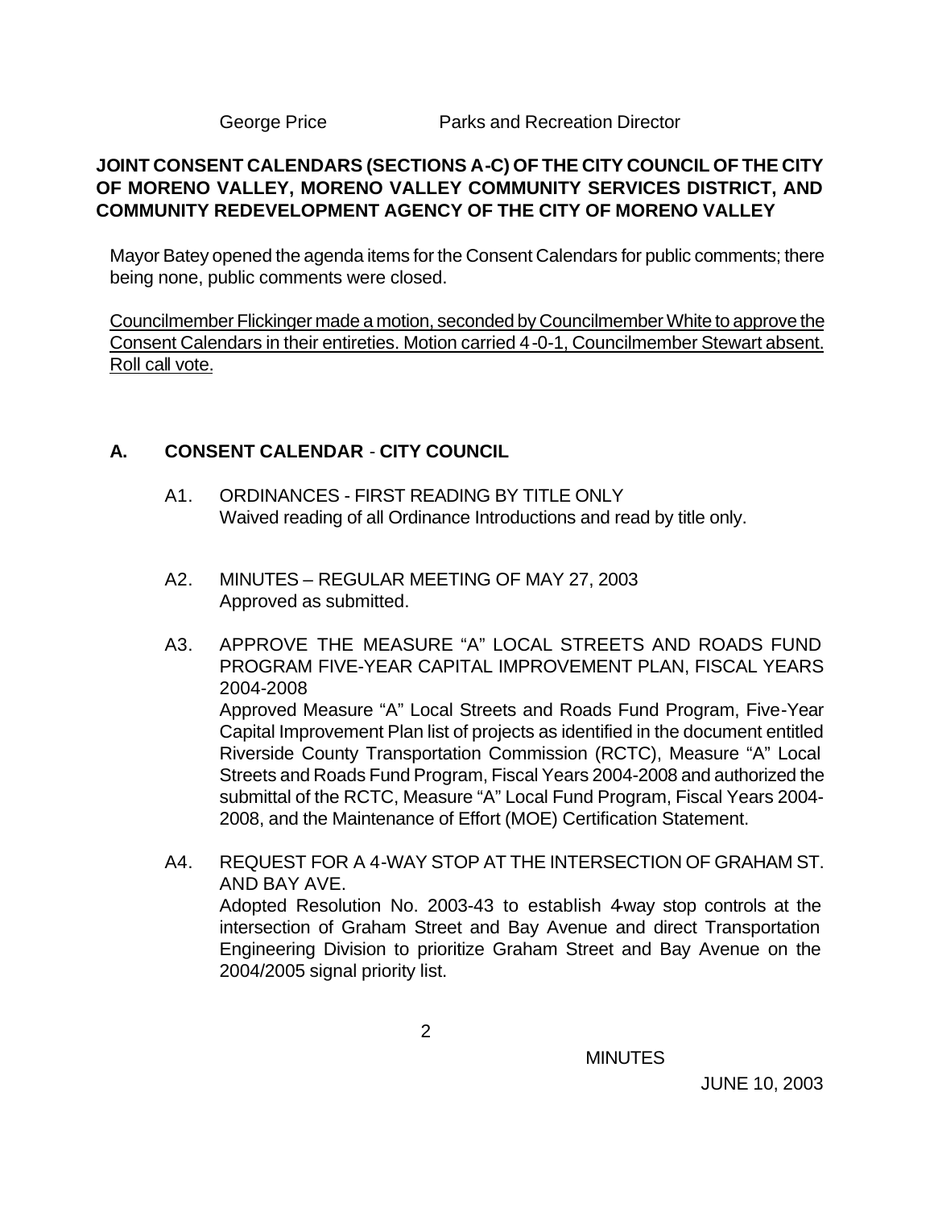George Price Parks and Recreation Director

**JOINT CONSENT CALENDARS (SECTIONS A-C) OF THE CITY COUNCIL OF THE CITY OF MORENO VALLEY, MORENO VALLEY COMMUNITY SERVICES DISTRICT, AND COMMUNITY REDEVELOPMENT AGENCY OF THE CITY OF MORENO VALLEY**

Mayor Batey opened the agenda items for the Consent Calendars for public comments; there being none, public comments were closed.

Councilmember Flickinger made a motion, seconded by Councilmember White to approve the Consent Calendars in their entireties. Motion carried 4-0-1, Councilmember Stewart absent. Roll call vote.

## A. CONSENT CALENDAR - CITY COUNCIL

A1. ORDINANCES - FIRST READING BY TITLE ONLY
Waived reading of all Ordinance Introductions and read by title only.

A2. MINUTES – REGULAR MEETING OF MAY 27, 2003
Approved as submitted.

A3. APPROVE THE MEASURE "A" LOCAL STREETS AND ROADS FUND PROGRAM FIVE-YEAR CAPITAL IMPROVEMENT PLAN, FISCAL YEARS 2004-2008
Approved Measure "A" Local Streets and Roads Fund Program, Five-Year Capital Improvement Plan list of projects as identified in the document entitled Riverside County Transportation Commission (RCTC), Measure "A" Local Streets and Roads Fund Program, Fiscal Years 2004-2008 and authorized the submittal of the RCTC, Measure "A" Local Fund Program, Fiscal Years 2004-2008, and the Maintenance of Effort (MOE) Certification Statement.

A4. REQUEST FOR A 4-WAY STOP AT THE INTERSECTION OF GRAHAM ST. AND BAY AVE.
Adopted Resolution No. 2003-43 to establish 4-way stop controls at the intersection of Graham Street and Bay Avenue and direct Transportation Engineering Division to prioritize Graham Street and Bay Avenue on the 2004/2005 signal priority list.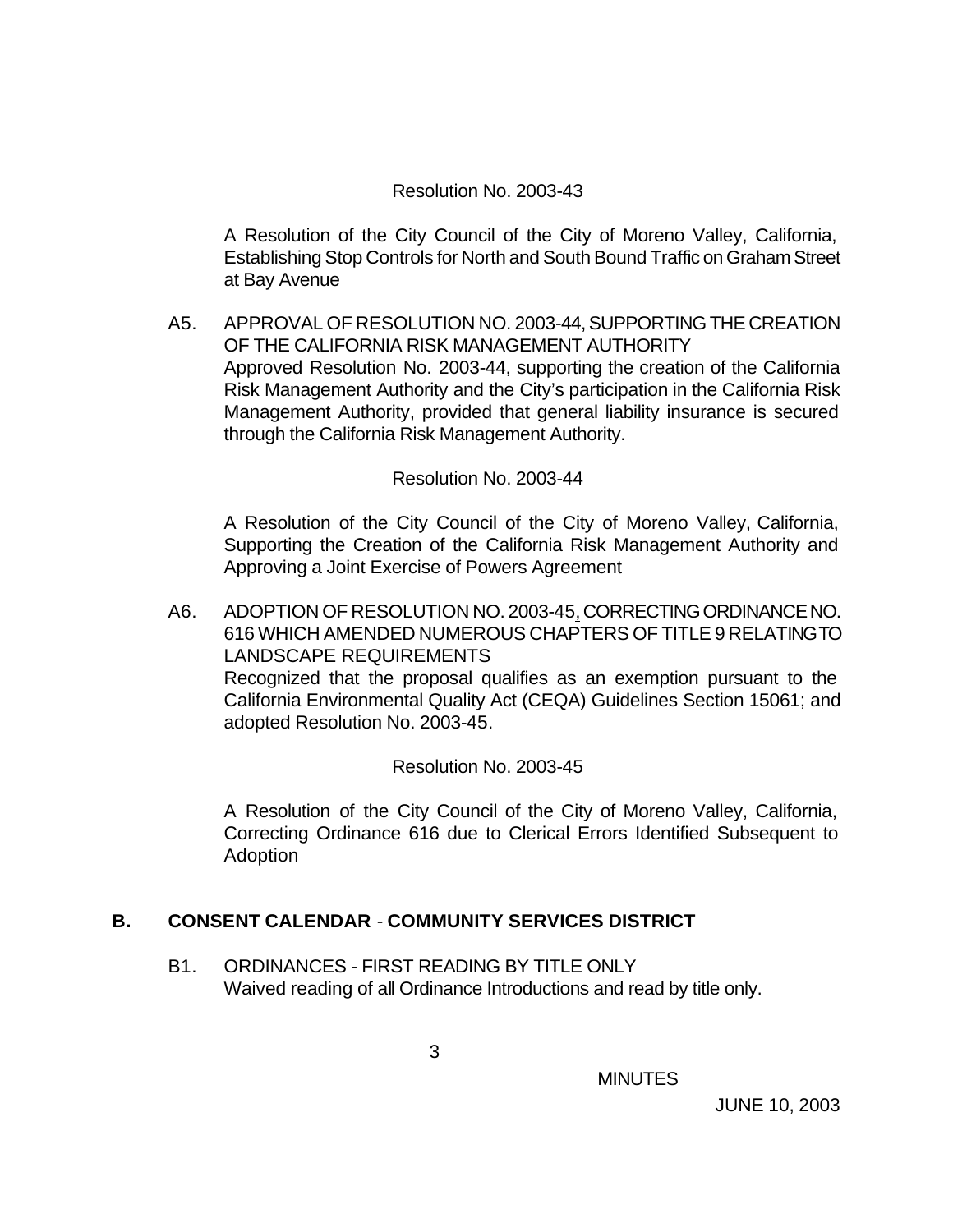Resolution No. 2003-43

A Resolution of the City Council of the City of Moreno Valley, California, Establishing Stop Controls for North and South Bound Traffic on Graham Street at Bay Avenue

A5. APPROVAL OF RESOLUTION NO. 2003-44, SUPPORTING THE CREATION OF THE CALIFORNIA RISK MANAGEMENT AUTHORITY
Approved Resolution No. 2003-44, supporting the creation of the California Risk Management Authority and the City's participation in the California Risk Management Authority, provided that general liability insurance is secured through the California Risk Management Authority.

Resolution No. 2003-44

A Resolution of the City Council of the City of Moreno Valley, California, Supporting the Creation of the California Risk Management Authority and Approving a Joint Exercise of Powers Agreement

A6. ADOPTION OF RESOLUTION NO. 2003-45, CORRECTING ORDINANCE NO. 616 WHICH AMENDED NUMEROUS CHAPTERS OF TITLE 9 RELATING TO LANDSCAPE REQUIREMENTS
Recognized that the proposal qualifies as an exemption pursuant to the California Environmental Quality Act (CEQA) Guidelines Section 15061; and adopted Resolution No. 2003-45.

Resolution No. 2003-45

A Resolution of the City Council of the City of Moreno Valley, California, Correcting Ordinance 616 due to Clerical Errors Identified Subsequent to Adoption

## B. CONSENT CALENDAR - COMMUNITY SERVICES DISTRICT

B1. ORDINANCES - FIRST READING BY TITLE ONLY
Waived reading of all Ordinance Introductions and read by title only.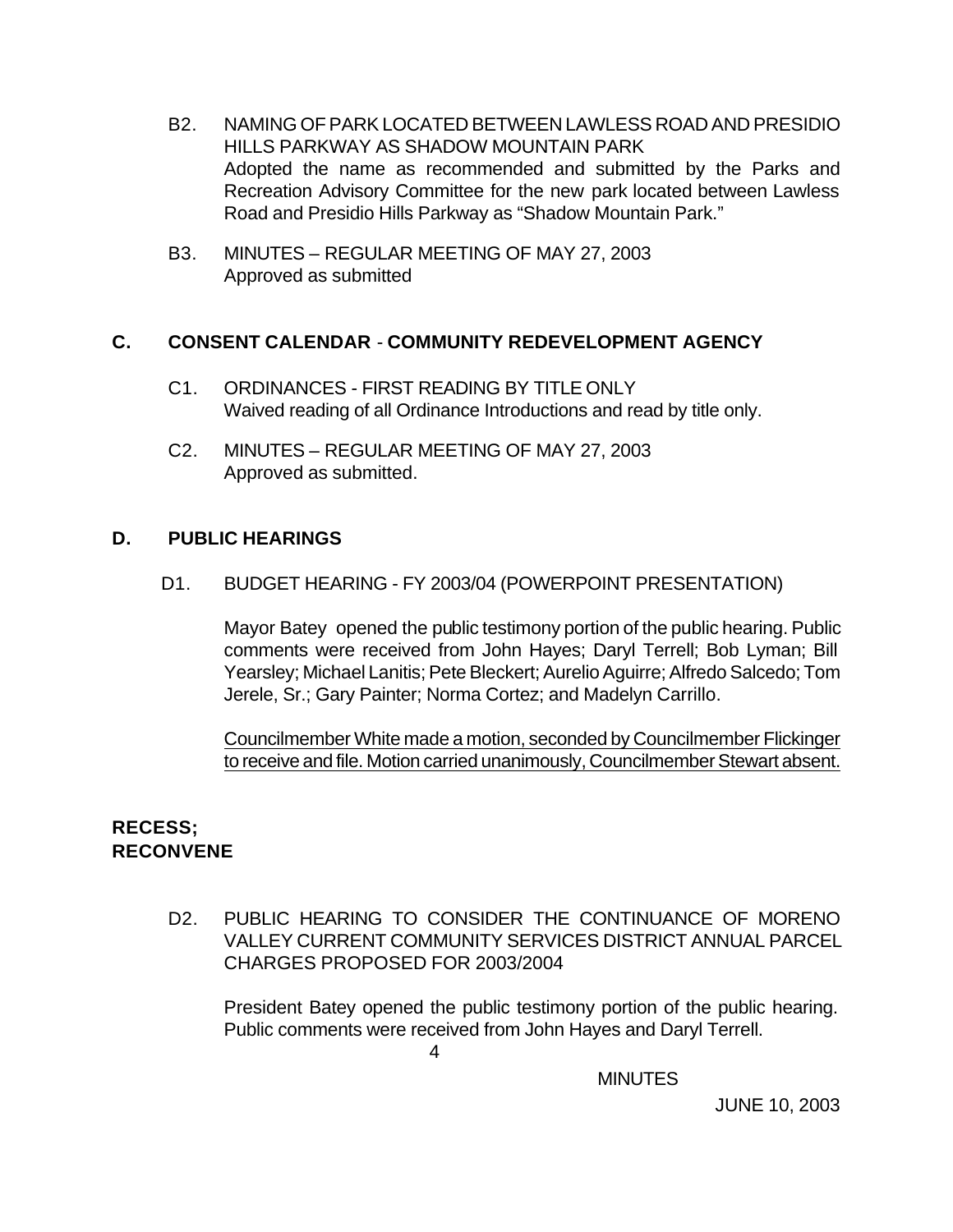B2. NAMING OF PARK LOCATED BETWEEN LAWLESS ROAD AND PRESIDIO HILLS PARKWAY AS SHADOW MOUNTAIN PARK
Adopted the name as recommended and submitted by the Parks and Recreation Advisory Committee for the new park located between Lawless Road and Presidio Hills Parkway as "Shadow Mountain Park."

B3. MINUTES – REGULAR MEETING OF MAY 27, 2003
Approved as submitted

## C. CONSENT CALENDAR - COMMUNITY REDEVELOPMENT AGENCY

C1. ORDINANCES - FIRST READING BY TITLE ONLY
Waived reading of all Ordinance Introductions and read by title only.

C2. MINUTES – REGULAR MEETING OF MAY 27, 2003
Approved as submitted.

## D. PUBLIC HEARINGS

D1. BUDGET HEARING - FY 2003/04 (POWERPOINT PRESENTATION)

Mayor Batey opened the public testimony portion of the public hearing. Public comments were received from John Hayes; Daryl Terrell; Bob Lyman; Bill Yearsley; Michael Lanitis; Pete Bleckert; Aurelio Aguirre; Alfredo Salcedo; Tom Jerele, Sr.; Gary Painter; Norma Cortez; and Madelyn Carrillo.

Councilmember White made a motion, seconded by Councilmember Flickinger to receive and file. Motion carried unanimously, Councilmember Stewart absent.

**RECESS;**
**RECONVENE**

D2. PUBLIC HEARING TO CONSIDER THE CONTINUANCE OF MORENO VALLEY CURRENT COMMUNITY SERVICES DISTRICT ANNUAL PARCEL CHARGES PROPOSED FOR 2003/2004

President Batey opened the public testimony portion of the public hearing. Public comments were received from John Hayes and Daryl Terrell.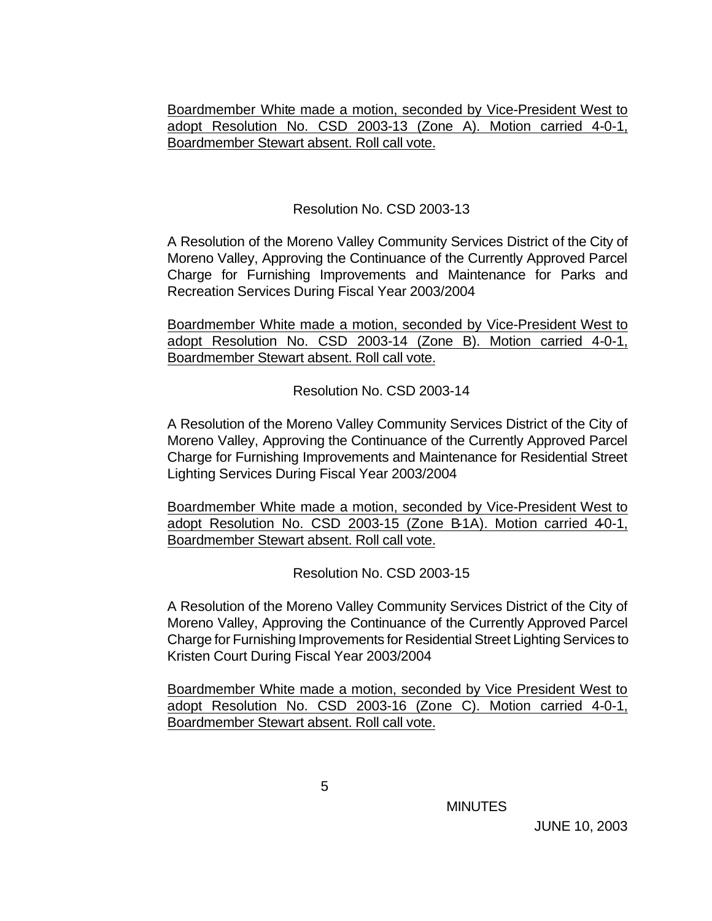Boardmember White made a motion, seconded by Vice-President West to adopt Resolution No. CSD 2003-13 (Zone A). Motion carried 4-0-1, Boardmember Stewart absent. Roll call vote.

Resolution No. CSD 2003-13

A Resolution of the Moreno Valley Community Services District of the City of Moreno Valley, Approving the Continuance of the Currently Approved Parcel Charge for Furnishing Improvements and Maintenance for Parks and Recreation Services During Fiscal Year 2003/2004

Boardmember White made a motion, seconded by Vice-President West to adopt Resolution No. CSD 2003-14 (Zone B). Motion carried 4-0-1, Boardmember Stewart absent. Roll call vote.

Resolution No. CSD 2003-14

A Resolution of the Moreno Valley Community Services District of the City of Moreno Valley, Approving the Continuance of the Currently Approved Parcel Charge for Furnishing Improvements and Maintenance for Residential Street Lighting Services During Fiscal Year 2003/2004

Boardmember White made a motion, seconded by Vice-President West to adopt Resolution No. CSD 2003-15 (Zone B-1A). Motion carried 4-0-1, Boardmember Stewart absent. Roll call vote.

Resolution No. CSD 2003-15

A Resolution of the Moreno Valley Community Services District of the City of Moreno Valley, Approving the Continuance of the Currently Approved Parcel Charge for Furnishing Improvements for Residential Street Lighting Services to Kristen Court During Fiscal Year 2003/2004

Boardmember White made a motion, seconded by Vice President West to adopt Resolution No. CSD 2003-16 (Zone C). Motion carried 4-0-1, Boardmember Stewart absent. Roll call vote.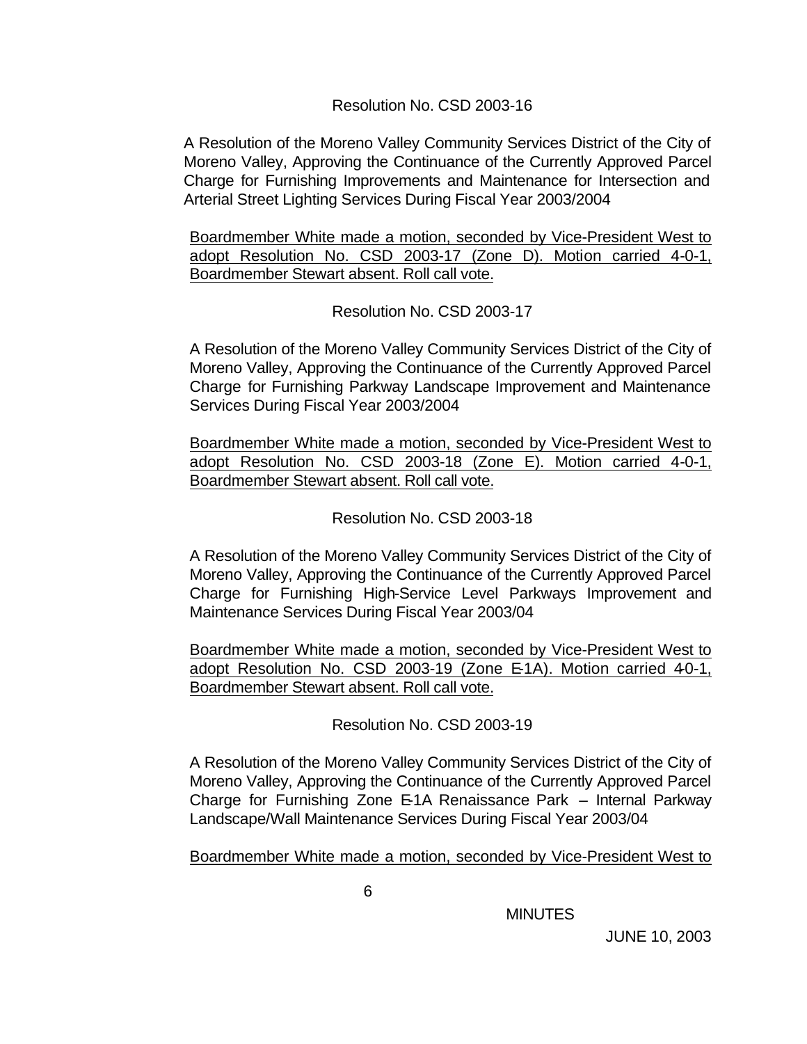Resolution No. CSD 2003-16

A Resolution of the Moreno Valley Community Services District of the City of Moreno Valley, Approving the Continuance of the Currently Approved Parcel Charge for Furnishing Improvements and Maintenance for Intersection and Arterial Street Lighting Services During Fiscal Year 2003/2004

<u>Boardmember White made a motion, seconded by Vice-President West to adopt Resolution No. CSD 2003-17 (Zone D). Motion carried 4-0-1, Boardmember Stewart absent. Roll call vote.</u>

Resolution No. CSD 2003-17

A Resolution of the Moreno Valley Community Services District of the City of Moreno Valley, Approving the Continuance of the Currently Approved Parcel Charge for Furnishing Parkway Landscape Improvement and Maintenance Services During Fiscal Year 2003/2004

<u>Boardmember White made a motion, seconded by Vice-President West to adopt Resolution No. CSD 2003-18 (Zone E). Motion carried 4-0-1, Boardmember Stewart absent. Roll call vote.</u>

Resolution No. CSD 2003-18

A Resolution of the Moreno Valley Community Services District of the City of Moreno Valley, Approving the Continuance of the Currently Approved Parcel Charge for Furnishing High-Service Level Parkways Improvement and Maintenance Services During Fiscal Year 2003/04

<u>Boardmember White made a motion, seconded by Vice-President West to adopt Resolution No. CSD 2003-19 (Zone E-1A). Motion carried 4-0-1, Boardmember Stewart absent. Roll call vote.</u>

Resolution No. CSD 2003-19

A Resolution of the Moreno Valley Community Services District of the City of Moreno Valley, Approving the Continuance of the Currently Approved Parcel Charge for Furnishing Zone E-1A Renaissance Park – Internal Parkway Landscape/Wall Maintenance Services During Fiscal Year 2003/04

<u>Boardmember White made a motion, seconded by Vice-President West to</u>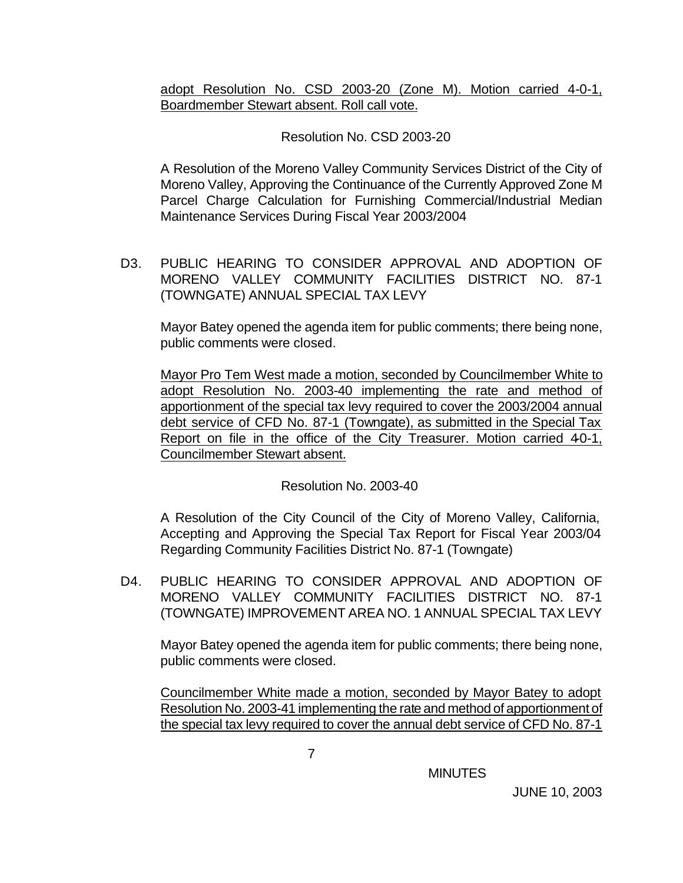adopt Resolution No. CSD 2003-20 (Zone M). Motion carried 4-0-1, Boardmember Stewart absent. Roll call vote.

Resolution No. CSD 2003-20

A Resolution of the Moreno Valley Community Services District of the City of Moreno Valley, Approving the Continuance of the Currently Approved Zone M Parcel Charge Calculation for Furnishing Commercial/Industrial Median Maintenance Services During Fiscal Year 2003/2004

D3. PUBLIC HEARING TO CONSIDER APPROVAL AND ADOPTION OF MORENO VALLEY COMMUNITY FACILITIES DISTRICT NO. 87-1 (TOWNGATE) ANNUAL SPECIAL TAX LEVY

Mayor Batey opened the agenda item for public comments; there being none, public comments were closed.

Mayor Pro Tem West made a motion, seconded by Councilmember White to adopt Resolution No. 2003-40 implementing the rate and method of apportionment of the special tax levy required to cover the 2003/2004 annual debt service of CFD No. 87-1 (Towngate), as submitted in the Special Tax Report on file in the office of the City Treasurer. Motion carried 4-0-1, Councilmember Stewart absent.

Resolution No. 2003-40

A Resolution of the City Council of the City of Moreno Valley, California, Accepting and Approving the Special Tax Report for Fiscal Year 2003/04 Regarding Community Facilities District No. 87-1 (Towngate)

D4. PUBLIC HEARING TO CONSIDER APPROVAL AND ADOPTION OF MORENO VALLEY COMMUNITY FACILITIES DISTRICT NO. 87-1 (TOWNGATE) IMPROVEMENT AREA NO. 1 ANNUAL SPECIAL TAX LEVY

Mayor Batey opened the agenda item for public comments; there being none, public comments were closed.

Councilmember White made a motion, seconded by Mayor Batey to adopt Resolution No. 2003-41 implementing the rate and method of apportionment of the special tax levy required to cover the annual debt service of CFD No. 87-1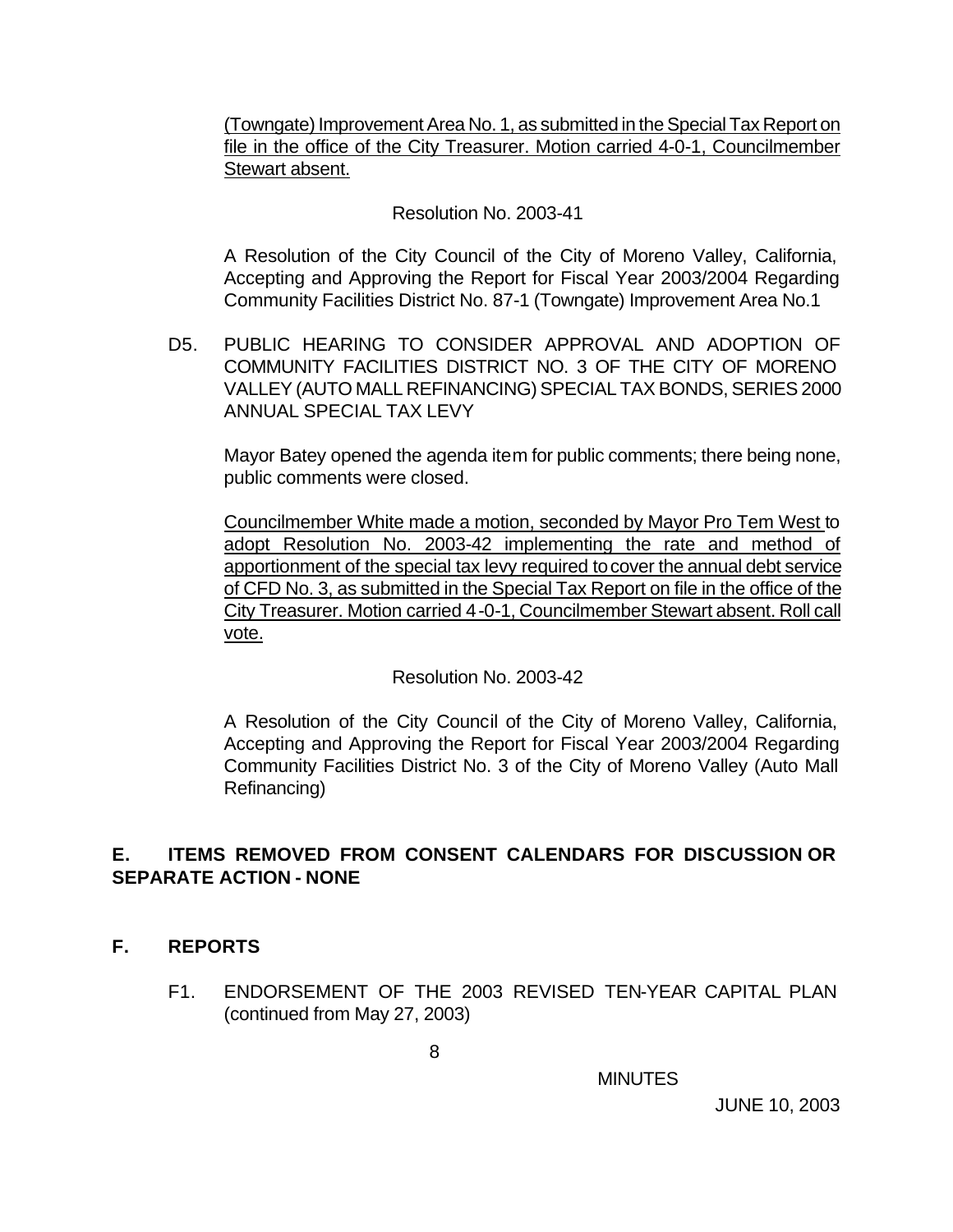(Towngate) Improvement Area No. 1, as submitted in the Special Tax Report on file in the office of the City Treasurer. Motion carried 4-0-1, Councilmember Stewart absent.

Resolution No. 2003-41

A Resolution of the City Council of the City of Moreno Valley, California, Accepting and Approving the Report for Fiscal Year 2003/2004 Regarding Community Facilities District No. 87-1 (Towngate) Improvement Area No.1

D5. PUBLIC HEARING TO CONSIDER APPROVAL AND ADOPTION OF COMMUNITY FACILITIES DISTRICT NO. 3 OF THE CITY OF MORENO VALLEY (AUTO MALL REFINANCING) SPECIAL TAX BONDS, SERIES 2000 ANNUAL SPECIAL TAX LEVY

Mayor Batey opened the agenda item for public comments; there being none, public comments were closed.

Councilmember White made a motion, seconded by Mayor Pro Tem West to adopt Resolution No. 2003-42 implementing the rate and method of apportionment of the special tax levy required to cover the annual debt service of CFD No. 3, as submitted in the Special Tax Report on file in the office of the City Treasurer. Motion carried 4-0-1, Councilmember Stewart absent. Roll call vote.

Resolution No. 2003-42

A Resolution of the City Council of the City of Moreno Valley, California, Accepting and Approving the Report for Fiscal Year 2003/2004 Regarding Community Facilities District No. 3 of the City of Moreno Valley (Auto Mall Refinancing)

**E. ITEMS REMOVED FROM CONSENT CALENDARS FOR DISCUSSION OR SEPARATE ACTION - NONE**

**F. REPORTS**

F1. ENDORSEMENT OF THE 2003 REVISED TEN-YEAR CAPITAL PLAN (continued from May 27, 2003)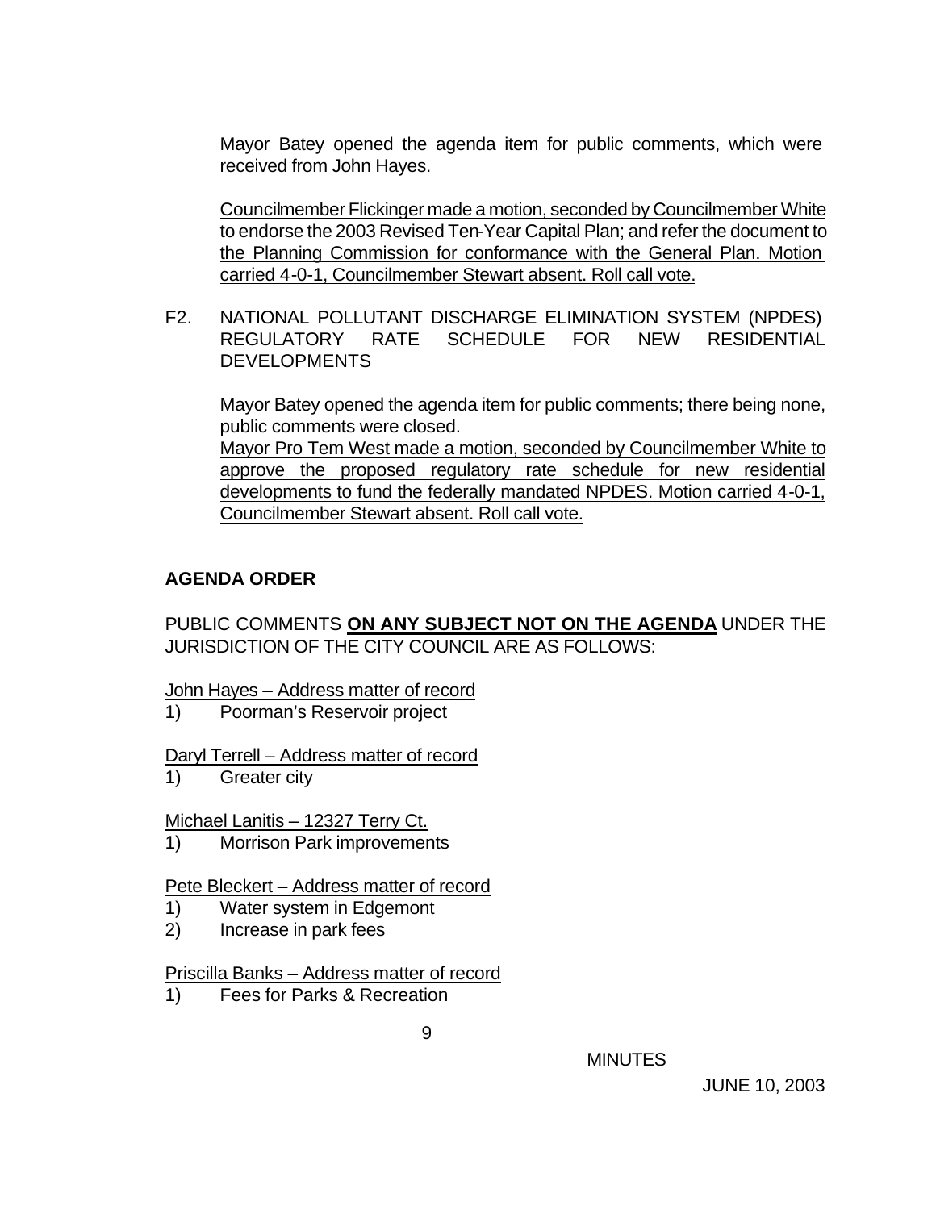Mayor Batey opened the agenda item for public comments, which were received from John Hayes.

Councilmember Flickinger made a motion, seconded by Councilmember White to endorse the 2003 Revised Ten-Year Capital Plan; and refer the document to the Planning Commission for conformance with the General Plan. Motion carried 4-0-1, Councilmember Stewart absent. Roll call vote.

F2. NATIONAL POLLUTANT DISCHARGE ELIMINATION SYSTEM (NPDES) REGULATORY RATE SCHEDULE FOR NEW RESIDENTIAL DEVELOPMENTS

Mayor Batey opened the agenda item for public comments; there being none, public comments were closed.
Mayor Pro Tem West made a motion, seconded by Councilmember White to approve the proposed regulatory rate schedule for new residential developments to fund the federally mandated NPDES. Motion carried 4-0-1, Councilmember Stewart absent. Roll call vote.

**AGENDA ORDER**

PUBLIC COMMENTS **ON ANY SUBJECT NOT ON THE AGENDA** UNDER THE JURISDICTION OF THE CITY COUNCIL ARE AS FOLLOWS:

John Hayes – Address matter of record
1) Poorman's Reservoir project

Daryl Terrell – Address matter of record
1) Greater city

Michael Lanitis – 12327 Terry Ct.
1) Morrison Park improvements

Pete Bleckert – Address matter of record
1) Water system in Edgemont
2) Increase in park fees

Priscilla Banks – Address matter of record
1) Fees for Parks & Recreation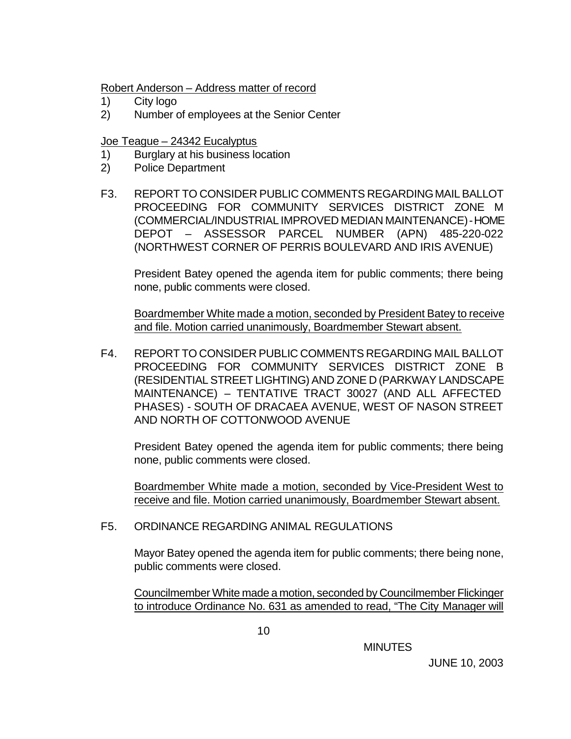<u>Robert Anderson – Address matter of record</u>

1) City logo
2) Number of employees at the Senior Center

<u>Joe Teague – 24342 Eucalyptus</u>

1) Burglary at his business location
2) Police Department

F3. REPORT TO CONSIDER PUBLIC COMMENTS REGARDING MAIL BALLOT PROCEEDING FOR COMMUNITY SERVICES DISTRICT ZONE M (COMMERCIAL/INDUSTRIAL IMPROVED MEDIAN MAINTENANCE) - HOME DEPOT – ASSESSOR PARCEL NUMBER (APN) 485-220-022 (NORTHWEST CORNER OF PERRIS BOULEVARD AND IRIS AVENUE)

President Batey opened the agenda item for public comments; there being none, public comments were closed.

<u>Boardmember White made a motion, seconded by President Batey to receive and file. Motion carried unanimously, Boardmember Stewart absent.</u>

F4. REPORT TO CONSIDER PUBLIC COMMENTS REGARDING MAIL BALLOT PROCEEDING FOR COMMUNITY SERVICES DISTRICT ZONE B (RESIDENTIAL STREET LIGHTING) AND ZONE D (PARKWAY LANDSCAPE MAINTENANCE) – TENTATIVE TRACT 30027 (AND ALL AFFECTED PHASES) - SOUTH OF DRACAEA AVENUE, WEST OF NASON STREET AND NORTH OF COTTONWOOD AVENUE

President Batey opened the agenda item for public comments; there being none, public comments were closed.

<u>Boardmember White made a motion, seconded by Vice-President West to receive and file. Motion carried unanimously, Boardmember Stewart absent.</u>

F5. ORDINANCE REGARDING ANIMAL REGULATIONS

Mayor Batey opened the agenda item for public comments; there being none, public comments were closed.

<u>Councilmember White made a motion, seconded by Councilmember Flickinger to introduce Ordinance No. 631 as amended to read, "The City Manager will</u>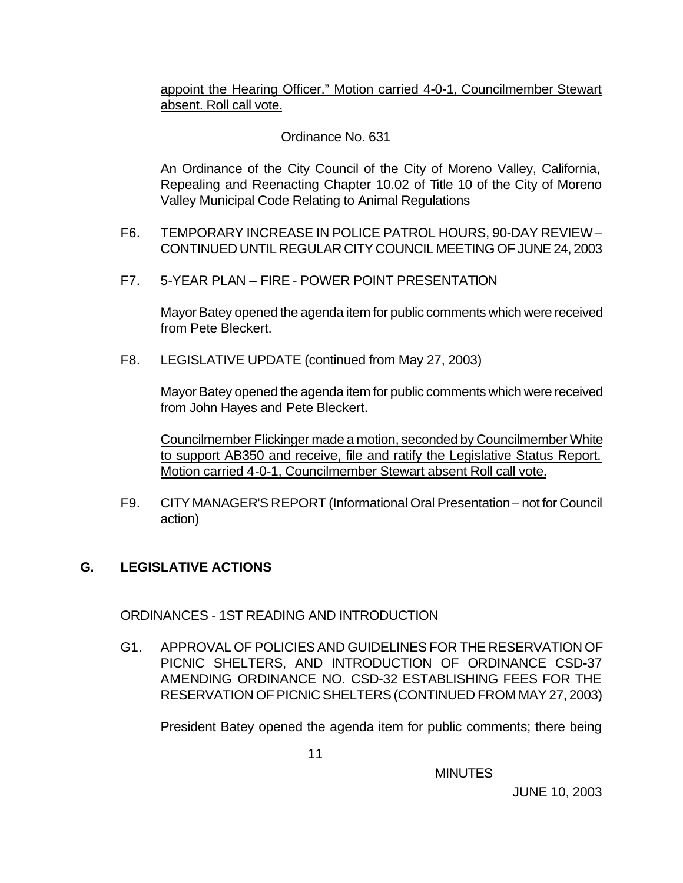appoint the Hearing Officer." Motion carried 4-0-1, Councilmember Stewart absent. Roll call vote.

Ordinance No. 631

An Ordinance of the City Council of the City of Moreno Valley, California, Repealing and Reenacting Chapter 10.02 of Title 10 of the City of Moreno Valley Municipal Code Relating to Animal Regulations

F6. TEMPORARY INCREASE IN POLICE PATROL HOURS, 90-DAY REVIEW – CONTINUED UNTIL REGULAR CITY COUNCIL MEETING OF JUNE 24, 2003

F7. 5-YEAR PLAN – FIRE - POWER POINT PRESENTATION

Mayor Batey opened the agenda item for public comments which were received from Pete Bleckert.

F8. LEGISLATIVE UPDATE (continued from May 27, 2003)

Mayor Batey opened the agenda item for public comments which were received from John Hayes and Pete Bleckert.

Councilmember Flickinger made a motion, seconded by Councilmember White to support AB350 and receive, file and ratify the Legislative Status Report. Motion carried 4-0-1, Councilmember Stewart absent Roll call vote.

F9. CITY MANAGER'S REPORT (Informational Oral Presentation – not for Council action)

## G. LEGISLATIVE ACTIONS

ORDINANCES - 1ST READING AND INTRODUCTION

G1. APPROVAL OF POLICIES AND GUIDELINES FOR THE RESERVATION OF PICNIC SHELTERS, AND INTRODUCTION OF ORDINANCE CSD-37 AMENDING ORDINANCE NO. CSD-32 ESTABLISHING FEES FOR THE RESERVATION OF PICNIC SHELTERS (CONTINUED FROM MAY 27, 2003)

President Batey opened the agenda item for public comments; there being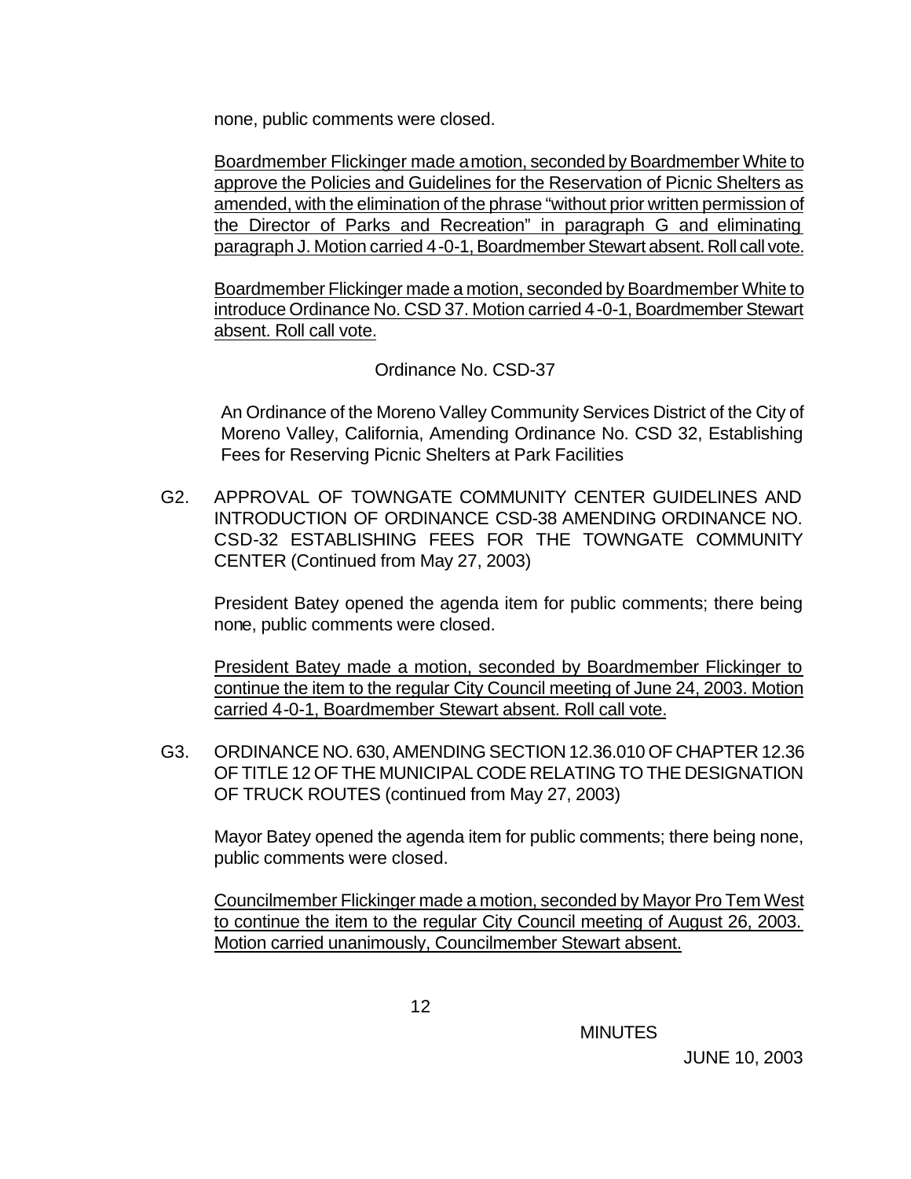none, public comments were closed.

<u>Boardmember Flickinger made a motion, seconded by Boardmember White to approve the Policies and Guidelines for the Reservation of Picnic Shelters as amended, with the elimination of the phrase "without prior written permission of the Director of Parks and Recreation" in paragraph G and eliminating paragraph J. Motion carried 4-0-1, Boardmember Stewart absent. Roll call vote.</u>

<u>Boardmember Flickinger made a motion, seconded by Boardmember White to introduce Ordinance No. CSD 37. Motion carried 4-0-1, Boardmember Stewart absent. Roll call vote.</u>

Ordinance No. CSD-37

An Ordinance of the Moreno Valley Community Services District of the City of Moreno Valley, California, Amending Ordinance No. CSD 32, Establishing Fees for Reserving Picnic Shelters at Park Facilities

G2. APPROVAL OF TOWNGATE COMMUNITY CENTER GUIDELINES AND INTRODUCTION OF ORDINANCE CSD-38 AMENDING ORDINANCE NO. CSD-32 ESTABLISHING FEES FOR THE TOWNGATE COMMUNITY CENTER (Continued from May 27, 2003)

President Batey opened the agenda item for public comments; there being none, public comments were closed.

<u>President Batey made a motion, seconded by Boardmember Flickinger to continue the item to the regular City Council meeting of June 24, 2003. Motion carried 4-0-1, Boardmember Stewart absent. Roll call vote.</u>

G3. ORDINANCE NO. 630, AMENDING SECTION 12.36.010 OF CHAPTER 12.36 OF TITLE 12 OF THE MUNICIPAL CODE RELATING TO THE DESIGNATION OF TRUCK ROUTES (continued from May 27, 2003)

Mayor Batey opened the agenda item for public comments; there being none, public comments were closed.

<u>Councilmember Flickinger made a motion, seconded by Mayor Pro Tem West to continue the item to the regular City Council meeting of August 26, 2003. Motion carried unanimously, Councilmember Stewart absent.</u>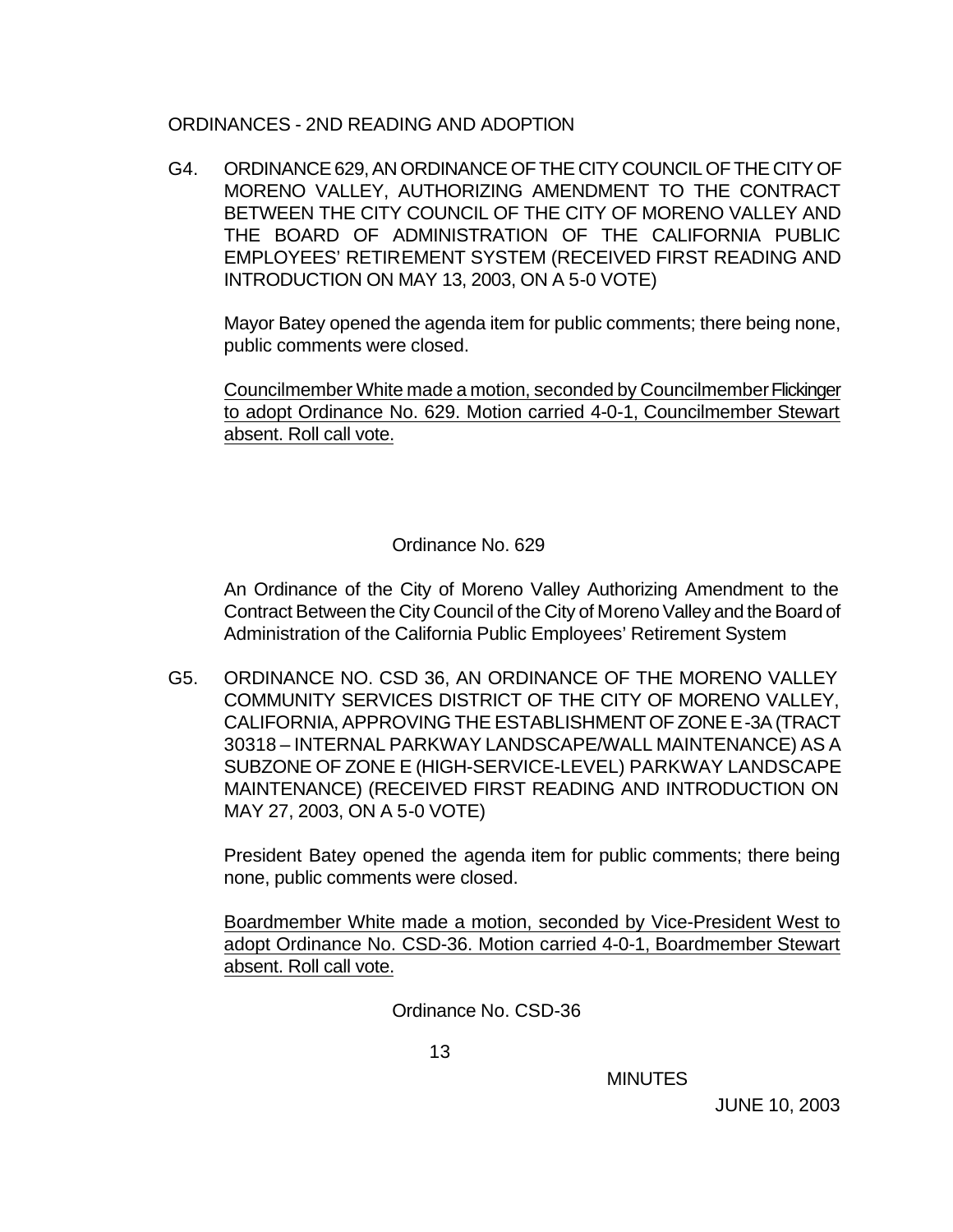ORDINANCES - 2ND READING AND ADOPTION

G4. ORDINANCE 629, AN ORDINANCE OF THE CITY COUNCIL OF THE CITY OF MORENO VALLEY, AUTHORIZING AMENDMENT TO THE CONTRACT BETWEEN THE CITY COUNCIL OF THE CITY OF MORENO VALLEY AND THE BOARD OF ADMINISTRATION OF THE CALIFORNIA PUBLIC EMPLOYEES' RETIREMENT SYSTEM (RECEIVED FIRST READING AND INTRODUCTION ON MAY 13, 2003, ON A 5-0 VOTE)

Mayor Batey opened the agenda item for public comments; there being none, public comments were closed.

Councilmember White made a motion, seconded by Councilmember Flickinger to adopt Ordinance No. 629. Motion carried 4-0-1, Councilmember Stewart absent. Roll call vote.

Ordinance No. 629

An Ordinance of the City of Moreno Valley Authorizing Amendment to the Contract Between the City Council of the City of Moreno Valley and the Board of Administration of the California Public Employees' Retirement System

G5. ORDINANCE NO. CSD 36, AN ORDINANCE OF THE MORENO VALLEY COMMUNITY SERVICES DISTRICT OF THE CITY OF MORENO VALLEY, CALIFORNIA, APPROVING THE ESTABLISHMENT OF ZONE E-3A (TRACT 30318 – INTERNAL PARKWAY LANDSCAPE/WALL MAINTENANCE) AS A SUBZONE OF ZONE E (HIGH-SERVICE-LEVEL) PARKWAY LANDSCAPE MAINTENANCE) (RECEIVED FIRST READING AND INTRODUCTION ON MAY 27, 2003, ON A 5-0 VOTE)

President Batey opened the agenda item for public comments; there being none, public comments were closed.

Boardmember White made a motion, seconded by Vice-President West to adopt Ordinance No. CSD-36. Motion carried 4-0-1, Boardmember Stewart absent. Roll call vote.

Ordinance No. CSD-36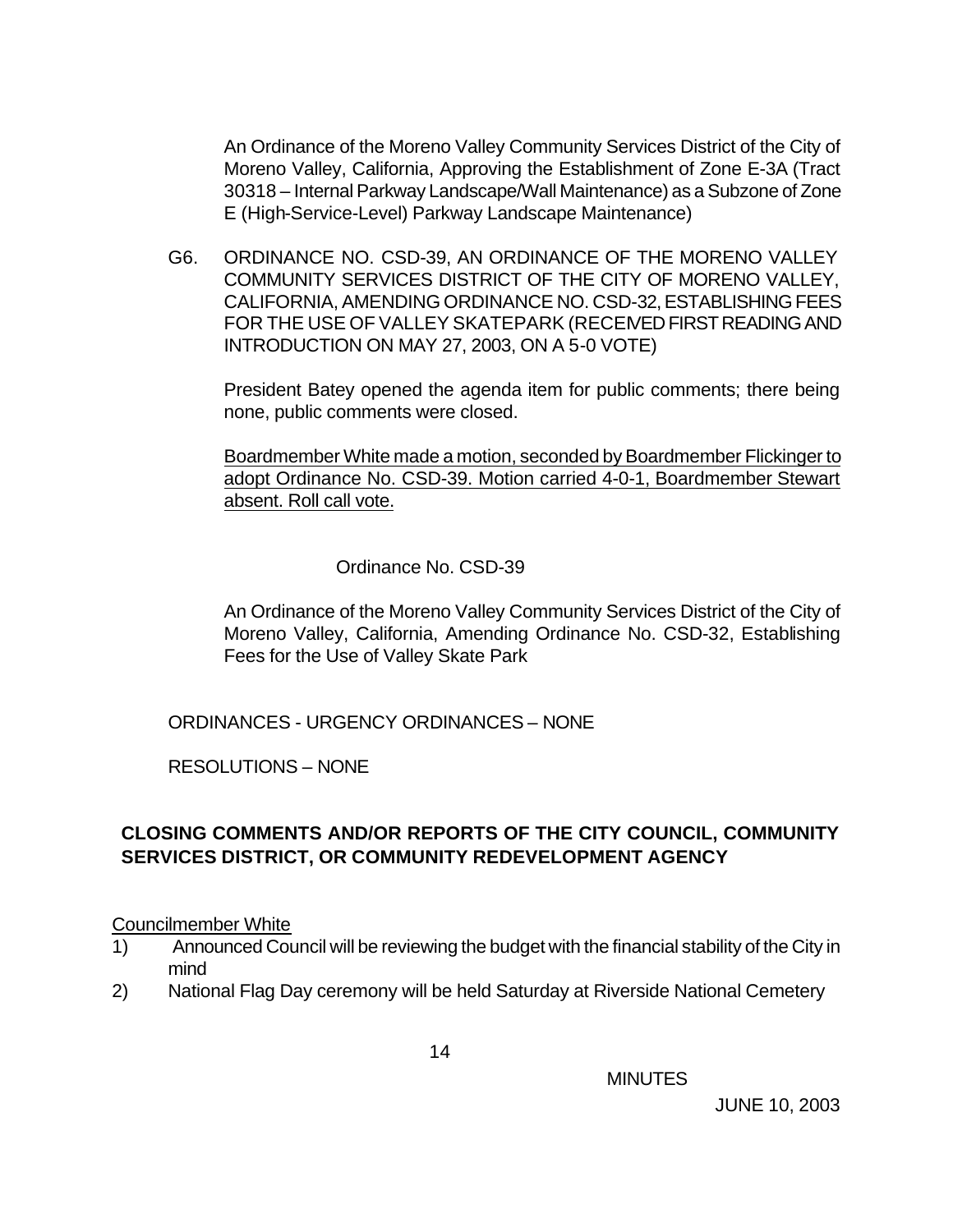An Ordinance of the Moreno Valley Community Services District of the City of Moreno Valley, California, Approving the Establishment of Zone E-3A (Tract 30318 – Internal Parkway Landscape/Wall Maintenance) as a Subzone of Zone E (High-Service-Level) Parkway Landscape Maintenance)

G6. ORDINANCE NO. CSD-39, AN ORDINANCE OF THE MORENO VALLEY COMMUNITY SERVICES DISTRICT OF THE CITY OF MORENO VALLEY, CALIFORNIA, AMENDING ORDINANCE NO. CSD-32, ESTABLISHING FEES FOR THE USE OF VALLEY SKATEPARK (RECEIVED FIRST READING AND INTRODUCTION ON MAY 27, 2003, ON A 5-0 VOTE)

President Batey opened the agenda item for public comments; there being none, public comments were closed.

Boardmember White made a motion, seconded by Boardmember Flickinger to adopt Ordinance No. CSD-39. Motion carried 4-0-1, Boardmember Stewart absent. Roll call vote.

Ordinance No. CSD-39

An Ordinance of the Moreno Valley Community Services District of the City of Moreno Valley, California, Amending Ordinance No. CSD-32, Establishing Fees for the Use of Valley Skate Park

ORDINANCES - URGENCY ORDINANCES – NONE

RESOLUTIONS – NONE

**CLOSING COMMENTS AND/OR REPORTS OF THE CITY COUNCIL, COMMUNITY SERVICES DISTRICT, OR COMMUNITY REDEVELOPMENT AGENCY**

Councilmember White

1) Announced Council will be reviewing the budget with the financial stability of the City in mind
2) National Flag Day ceremony will be held Saturday at Riverside National Cemetery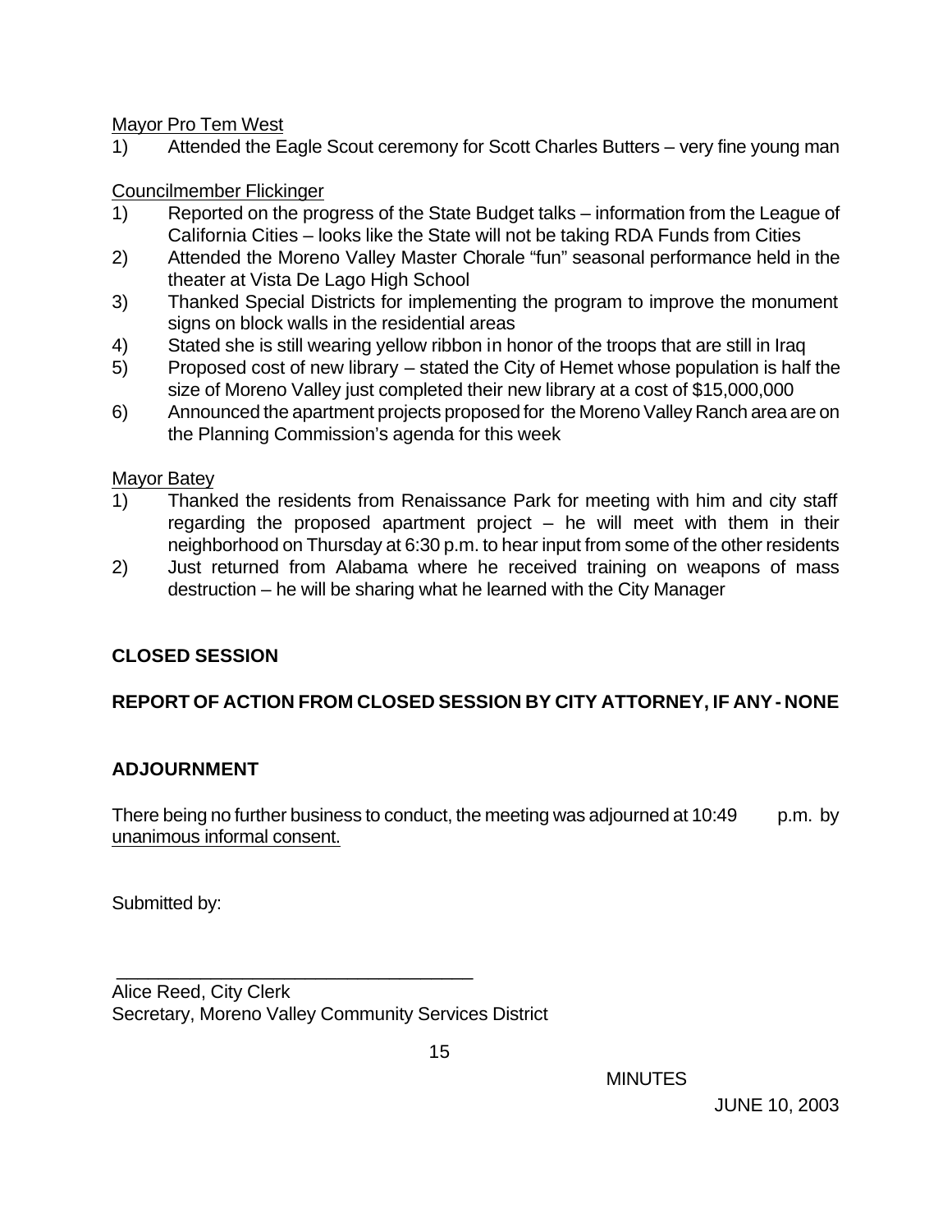Mayor Pro Tem West

1) Attended the Eagle Scout ceremony for Scott Charles Butters – very fine young man

Councilmember Flickinger

1) Reported on the progress of the State Budget talks – information from the League of California Cities – looks like the State will not be taking RDA Funds from Cities
2) Attended the Moreno Valley Master Chorale "fun" seasonal performance held in the theater at Vista De Lago High School
3) Thanked Special Districts for implementing the program to improve the monument signs on block walls in the residential areas
4) Stated she is still wearing yellow ribbon in honor of the troops that are still in Iraq
5) Proposed cost of new library – stated the City of Hemet whose population is half the size of Moreno Valley just completed their new library at a cost of $15,000,000
6) Announced the apartment projects proposed for the Moreno Valley Ranch area are on the Planning Commission's agenda for this week

Mayor Batey

1) Thanked the residents from Renaissance Park for meeting with him and city staff regarding the proposed apartment project – he will meet with them in their neighborhood on Thursday at 6:30 p.m. to hear input from some of the other residents
2) Just returned from Alabama where he received training on weapons of mass destruction – he will be sharing what he learned with the City Manager

**CLOSED SESSION**

**REPORT OF ACTION FROM CLOSED SESSION BY CITY ATTORNEY, IF ANY - NONE**

**ADJOURNMENT**

There being no further business to conduct, the meeting was adjourned at 10:49 p.m. by unanimous informal consent.

Submitted by:

\_\_\_\_\_\_\_\_\_\_\_\_\_\_\_\_\_\_\_\_\_\_\_\_\_\_\_\_\_\_\_\_\_\_\_\_\_\_

Alice Reed, City Clerk
Secretary, Moreno Valley Community Services District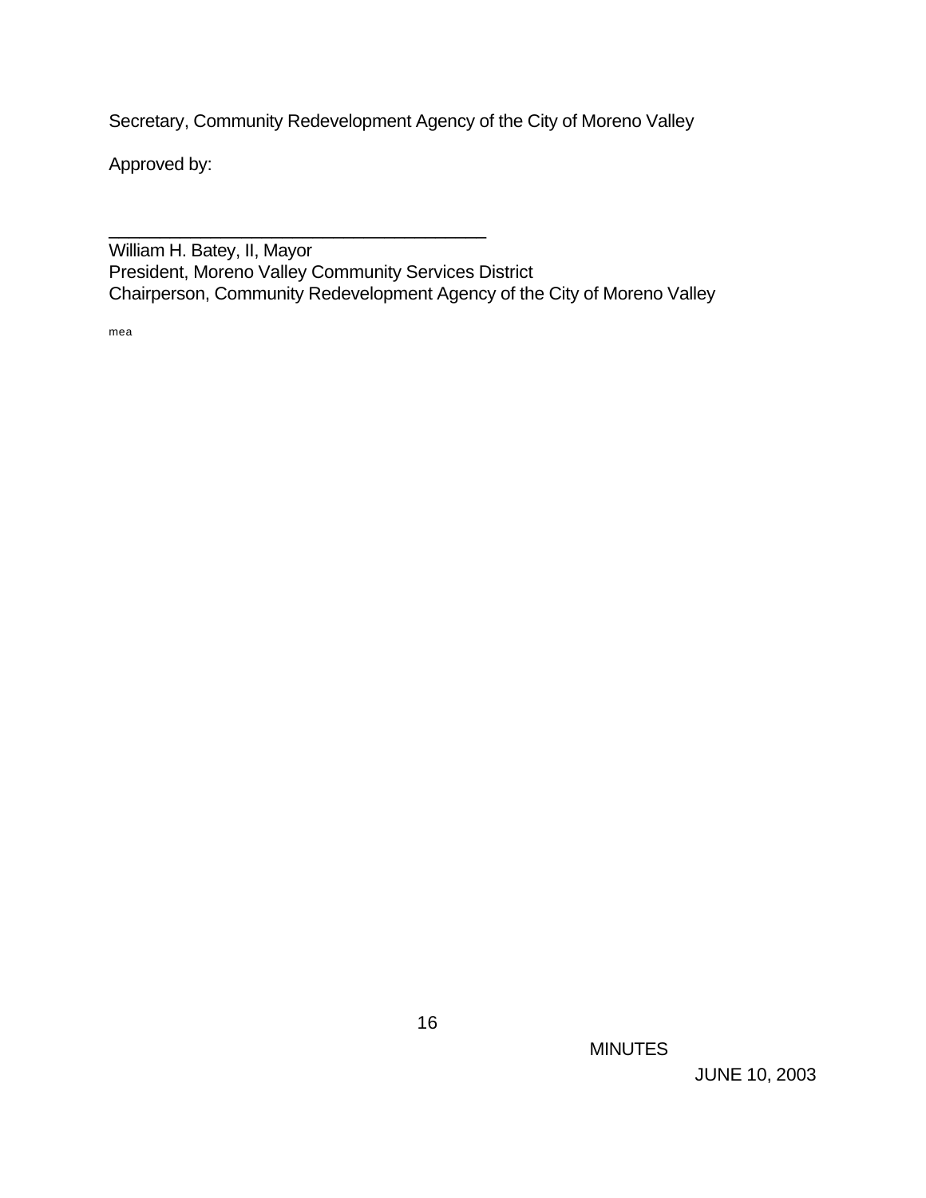Secretary, Community Redevelopment Agency of the City of Moreno Valley

Approved by:

\_\_\_\_\_\_\_\_\_\_\_\_\_\_\_\_\_\_\_\_\_\_\_\_\_\_\_\_\_\_\_\_\_\_\_\_\_\_\_\_\_\_

William H. Batey, II, Mayor
President, Moreno Valley Community Services District
Chairperson, Community Redevelopment Agency of the City of Moreno Valley

mea